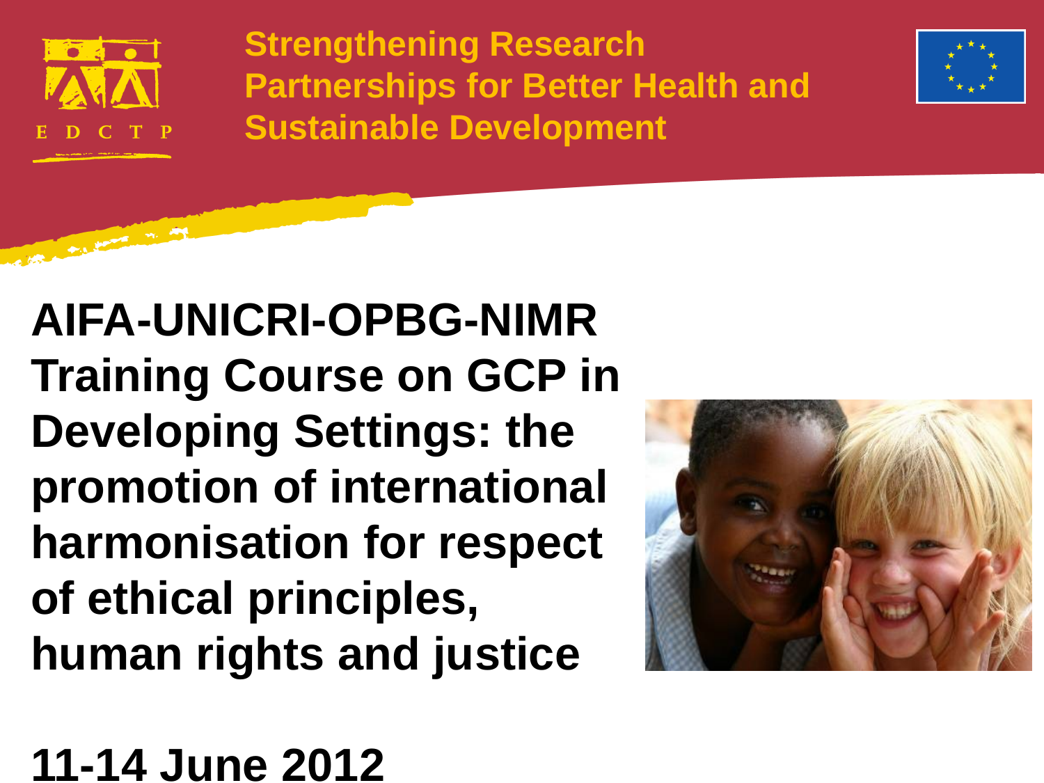EDCTP

**Strengthening Research Partnerships for Better Health and Sustainable Development**

# AIFA-UNICRI-OPBG-NIMR Training Course on GCP in Developing Settings: the promotion of international harmonisation for respect of ethical principles, human rights and justice

## 11-14 June 2012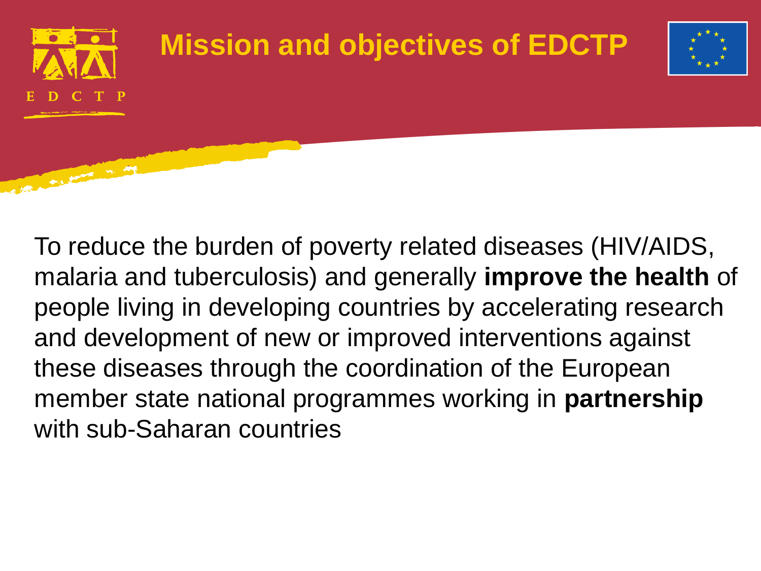# Mission and objectives of EDCTP

To reduce the burden of poverty related diseases (HIV/AIDS, malaria and tuberculosis) and generally **improve the health** of people living in developing countries by accelerating research and development of new or improved interventions against these diseases through the coordination of the European member state national programmes working in **partnership** with sub-Saharan countries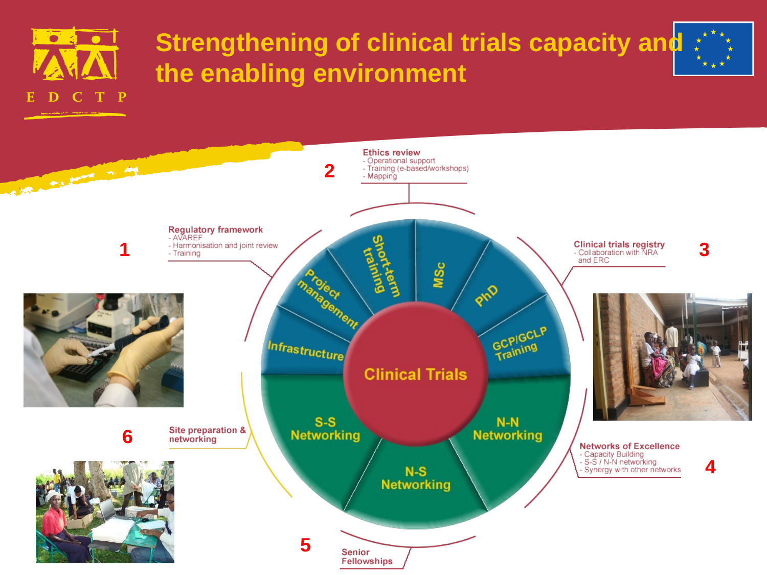# Strengthening of clinical trials capacity and the enabling environment

**1** **Regulatory framework**
- AVAREF
- Harmonisation and joint review
- Training

**2** **Ethics review**
- Operational support
- Training (e-based/workshops)
- Mapping

**3** **Clinical trials registry**
- Collaboration with NRA and ERC

**4** **Networks of Excellence**
- Capacity Building
- S-S / N-N networking
- Synergy with other networks

**5** **Senior Fellowships**

**6** **Site preparation & networking**

**Clinical Trials**

- Short-term training
- MSc
- PhD
- GCP/GCLP Training
- Project management
- Infrastructure
- S-S Networking
- N-S Networking
- N-N Networking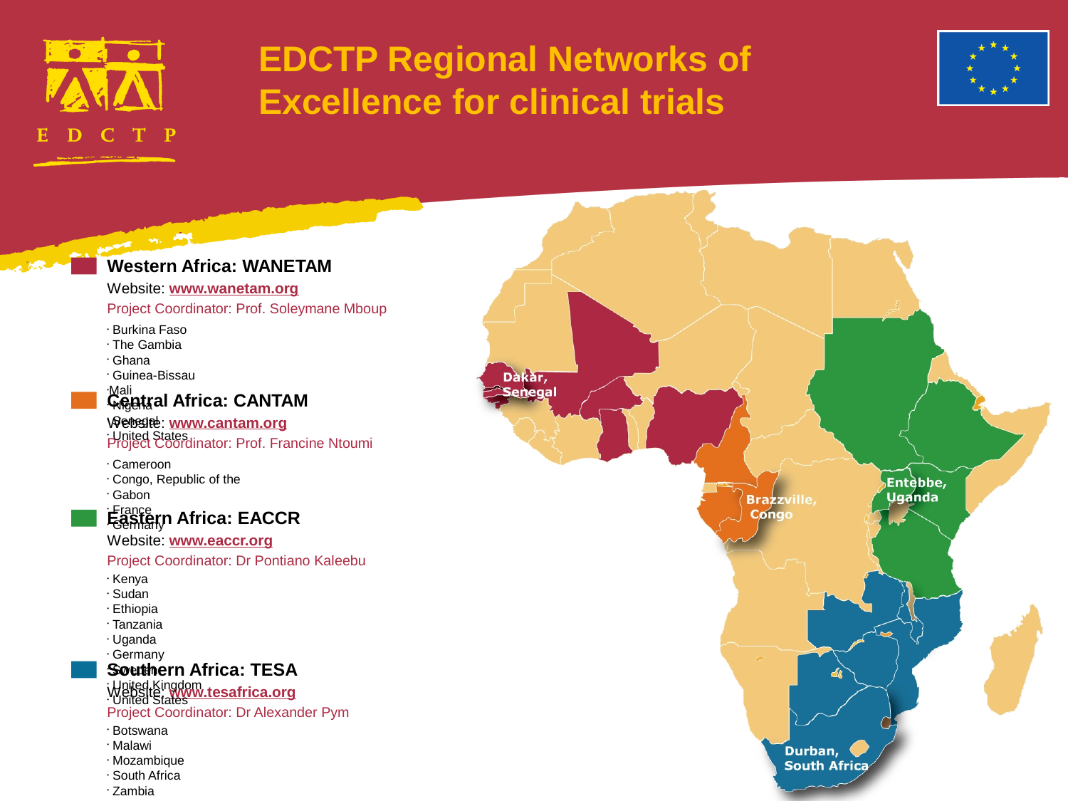# EDCTP Regional Networks of Excellence for clinical trials

## Western Africa: WANETAM

Website: **www.wanetam.org**

Project Coordinator: Prof. Soleymane Mboup

- Burkina Faso
- The Gambia
- Ghana
- Guinea-Bissau
- Mali
- Nigeria
- Senegal
- United States

## Central Africa: CANTAM

Website: **www.cantam.org**

Project Coordinator: Prof. Francine Ntoumi

- Cameroon
- Congo, Republic of the
- Gabon
- France
- Germany

## Eastern Africa: EACCR

Website: **www.eaccr.org**

Project Coordinator: Dr Pontiano Kaleebu

- Kenya
- Sudan
- Ethiopia
- Tanzania
- Uganda
- Germany
- Sweden
- United Kingdom
- United States

## Southern Africa: TESA

Website: **www.tesafrica.org**

Project Coordinator: Dr Alexander Pym

- Botswana
- Malawi
- Mozambique
- South Africa
- Zambia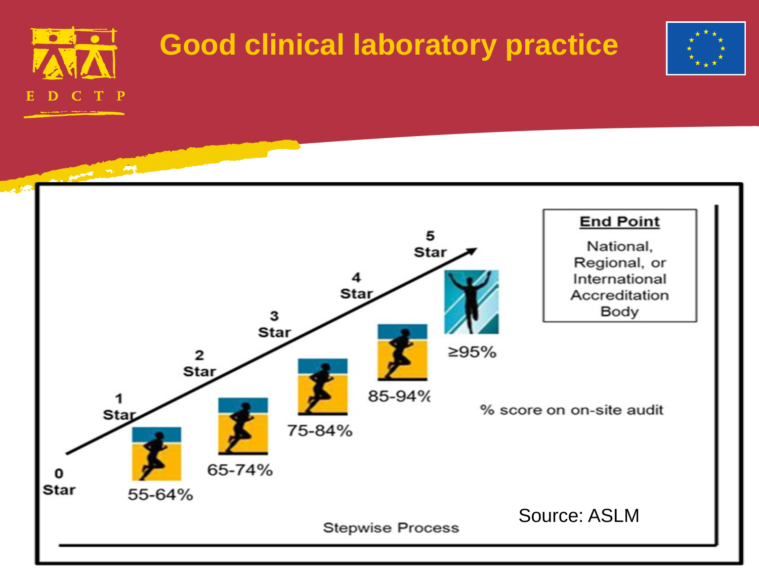# Good clinical laboratory practice

0 Star

1 Star — 55-64%

2 Star — 65-74%

3 Star — 75-84%

4 Star — 85-94%

5 Star — ≥95%

% score on on-site audit

**End Point**

National, Regional, or International Accreditation Body

Stepwise Process

Source: ASLM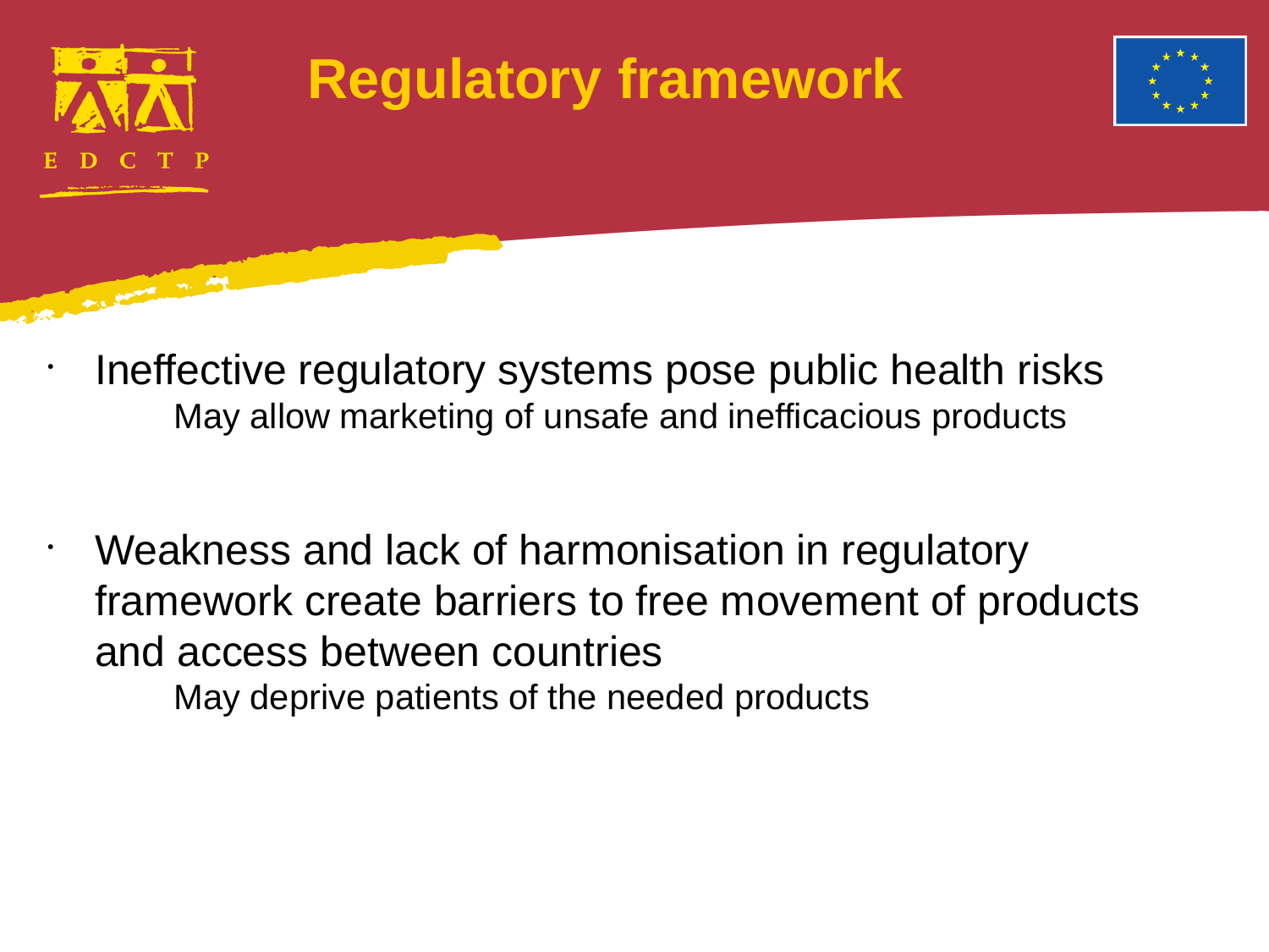# Regulatory framework

- Ineffective regulatory systems pose public health risks
  
  May allow marketing of unsafe and inefficacious products

- Weakness and lack of harmonisation in regulatory framework create barriers to free movement of products and access between countries
  
  May deprive patients of the needed products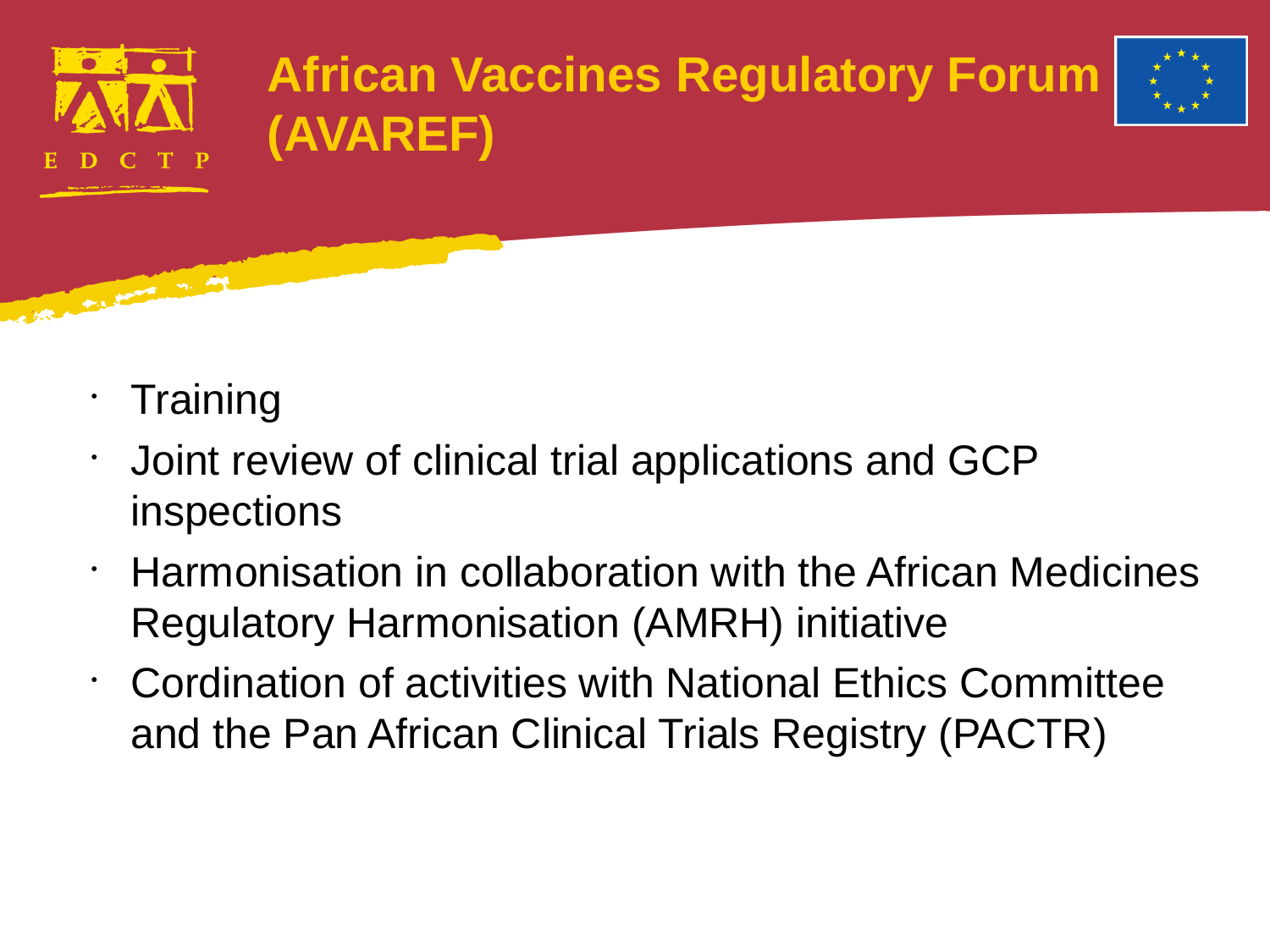# African Vaccines Regulatory Forum (AVAREF)

- Training
- Joint review of clinical trial applications and GCP inspections
- Harmonisation in collaboration with the African Medicines Regulatory Harmonisation (AMRH) initiative
- Cordination of activities with National Ethics Committee and the Pan African Clinical Trials Registry (PACTR)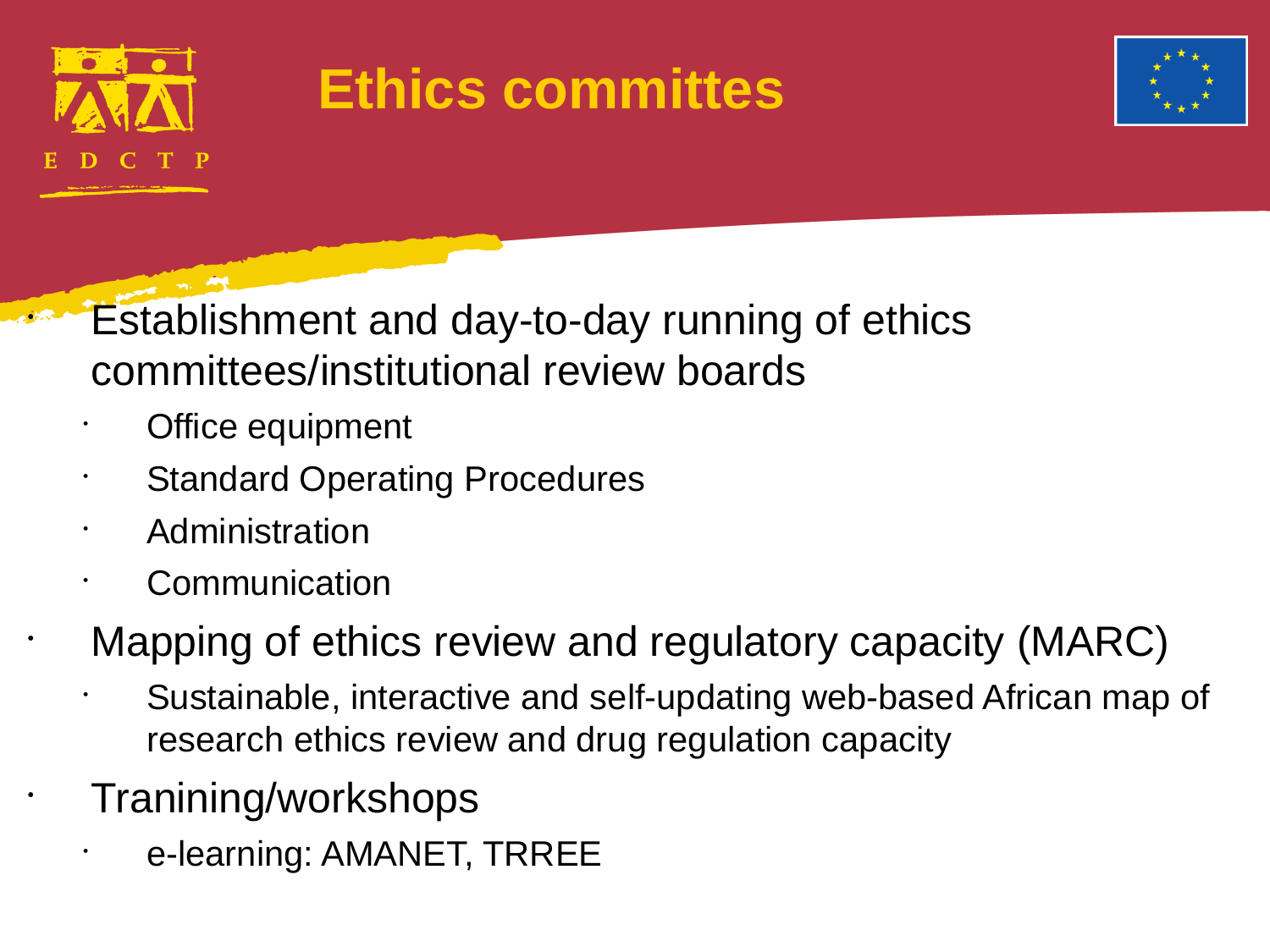# Ethics committes

- Establishment and day-to-day running of ethics committees/institutional review boards
  - Office equipment
  - Standard Operating Procedures
  - Administration
  - Communication
- Mapping of ethics review and regulatory capacity (MARC)
  - Sustainable, interactive and self-updating web-based African map of research ethics review and drug regulation capacity
- Tranining/workshops
  - e-learning: AMANET, TRREE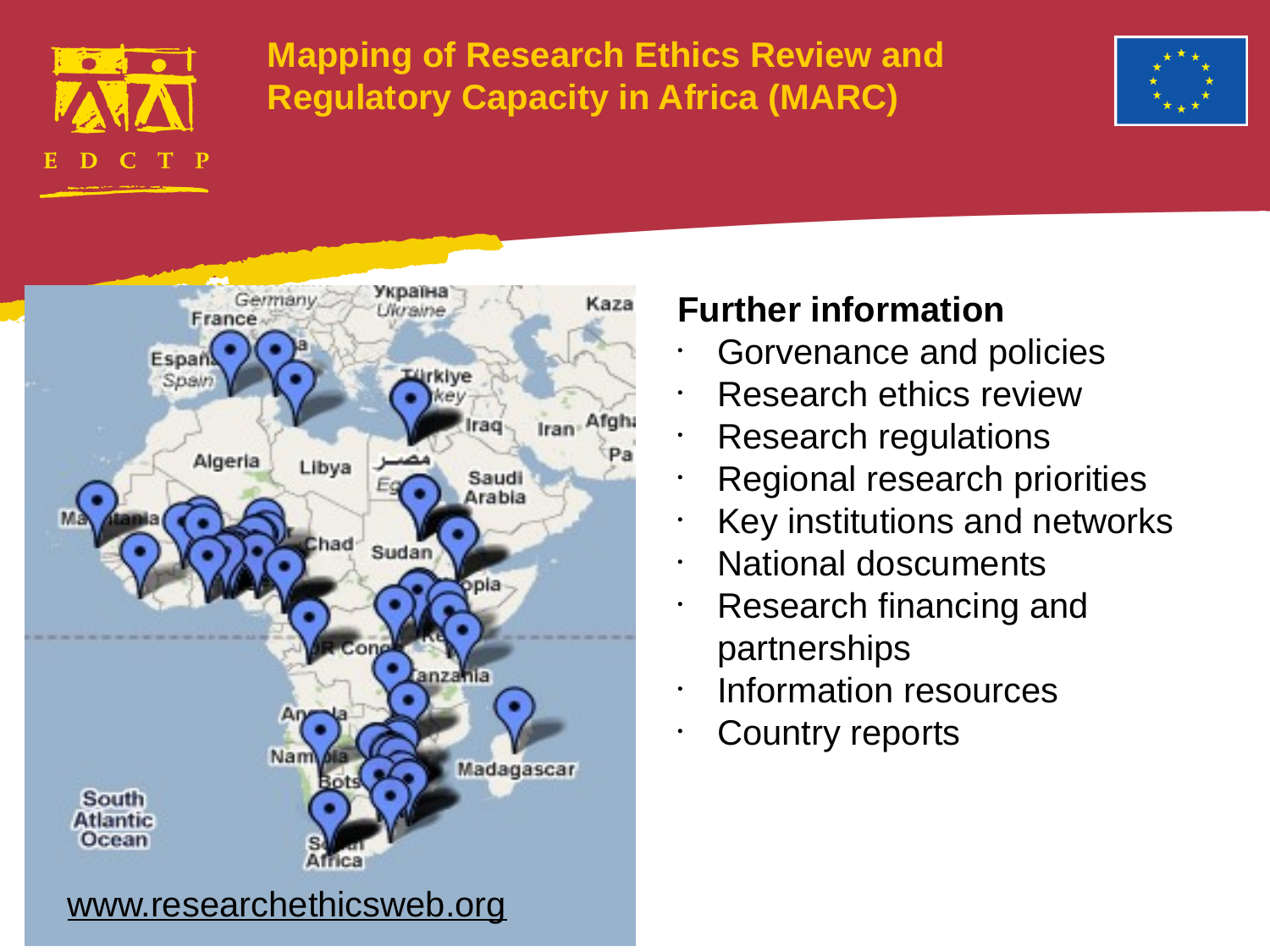# Mapping of Research Ethics Review and Regulatory Capacity in Africa (MARC)

www.researchethicsweb.org

## Further information

- Gorvenance and policies
- Research ethics review
- Research regulations
- Regional research priorities
- Key institutions and networks
- National doscuments
- Research financing and partnerships
- Information resources
- Country reports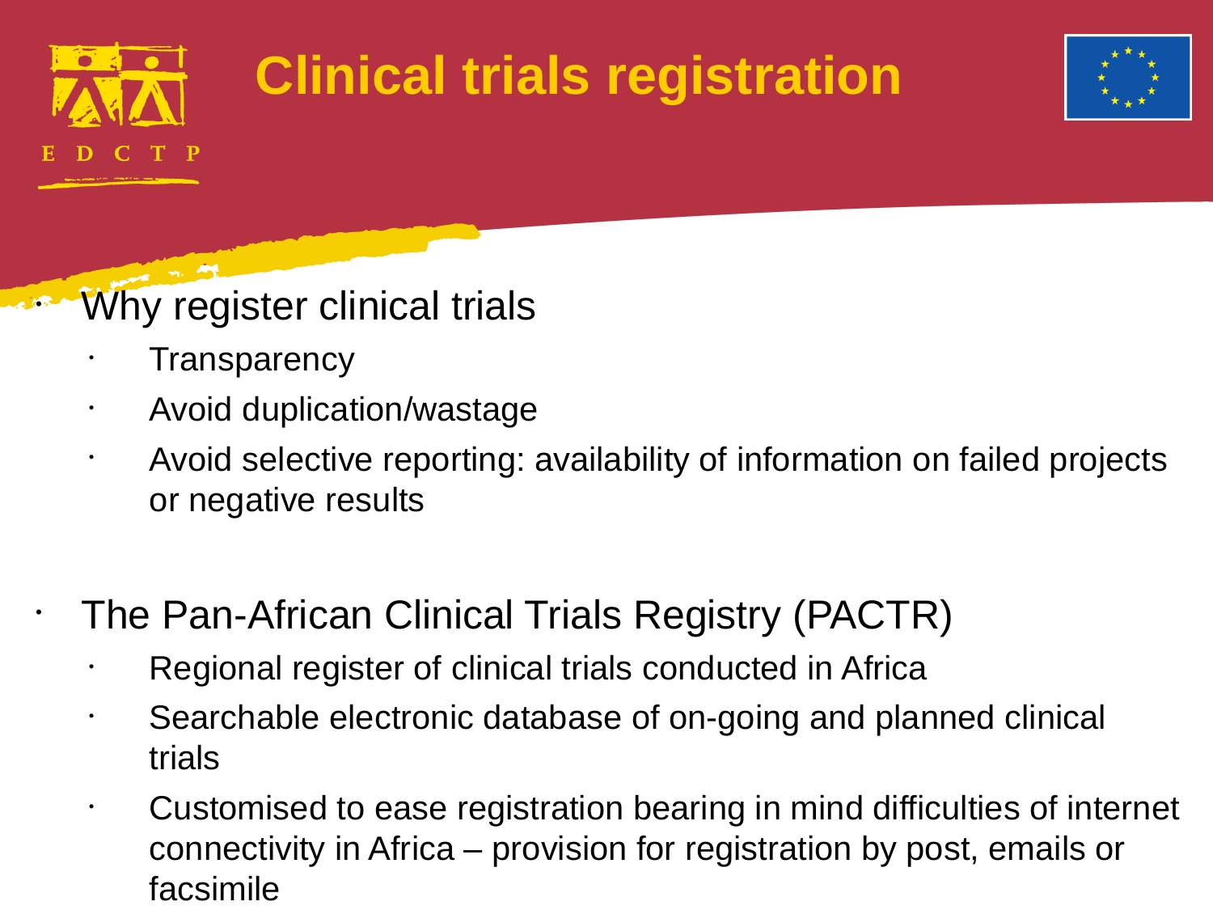# Clinical trials registration

- Why register clinical trials
  - Transparency
  - Avoid duplication/wastage
  - Avoid selective reporting: availability of information on failed projects or negative results

- The Pan-African Clinical Trials Registry (PACTR)
  - Regional register of clinical trials conducted in Africa
  - Searchable electronic database of on-going and planned clinical trials
  - Customised to ease registration bearing in mind difficulties of internet connectivity in Africa – provision for registration by post, emails or facsimile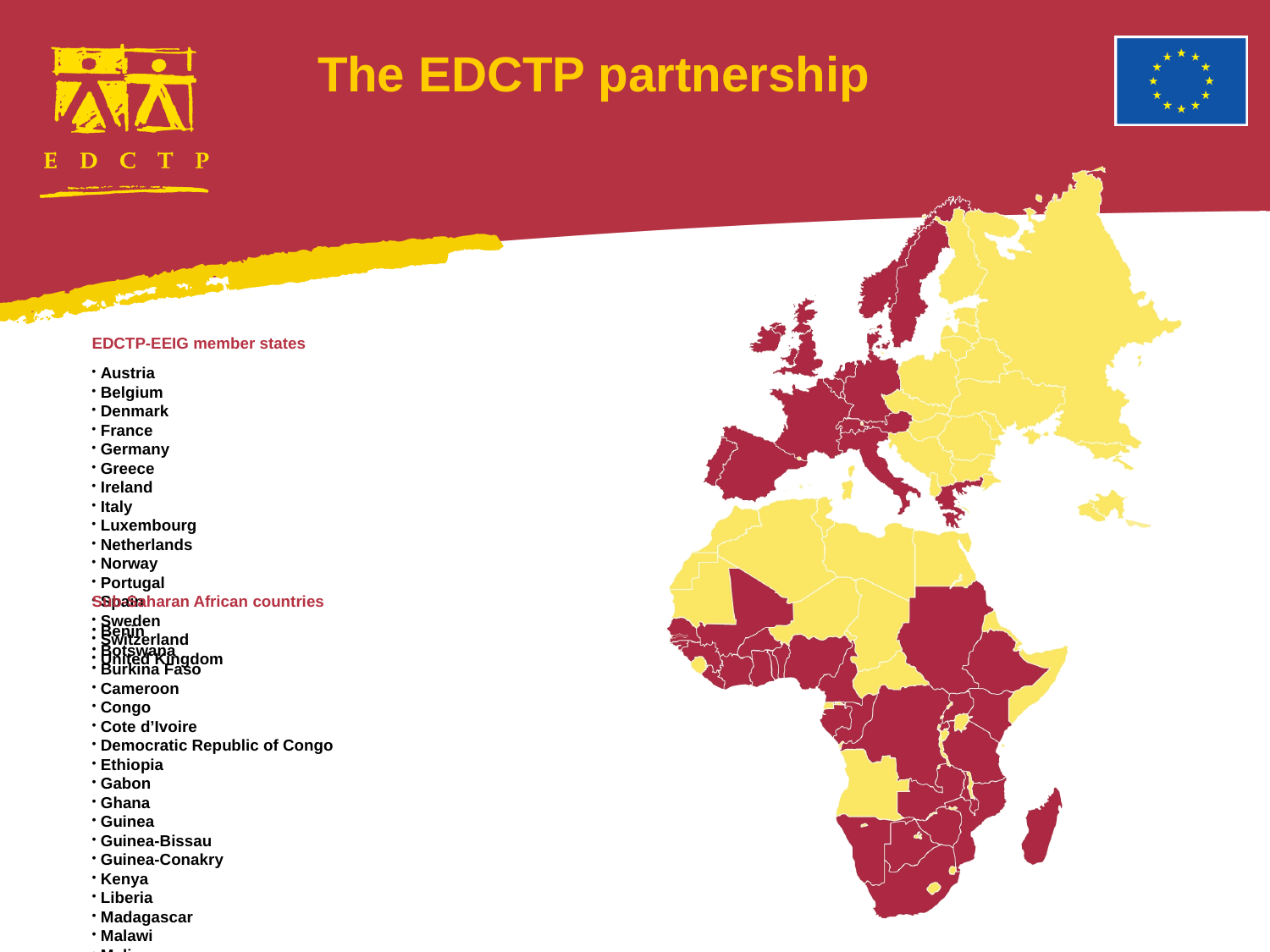# The EDCTP partnership

**EDCTP-EEIG member states**

- Austria
- Belgium
- Denmark
- France
- Germany
- Greece
- Ireland
- Italy
- Luxembourg
- Netherlands
- Norway
- Portugal
- Spain
- Sweden
- Switzerland
- United Kingdom

**Sub-Saharan African countries**

- Benin
- Botswana
- Burkina Faso
- Cameroon
- Congo
- Cote d'Ivoire
- Democratic Republic of Congo
- Ethiopia
- Gabon
- Ghana
- Guinea
- Guinea-Bissau
- Guinea-Conakry
- Kenya
- Liberia
- Madagascar
- Malawi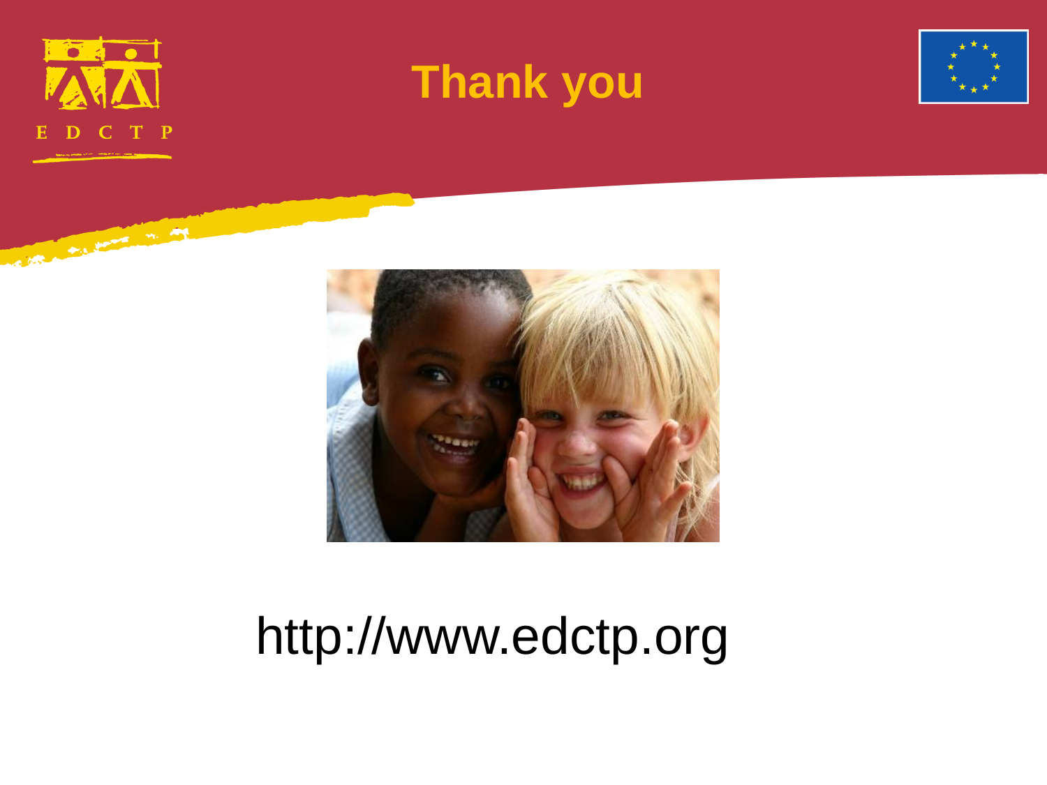# Thank you

http://www.edctp.org